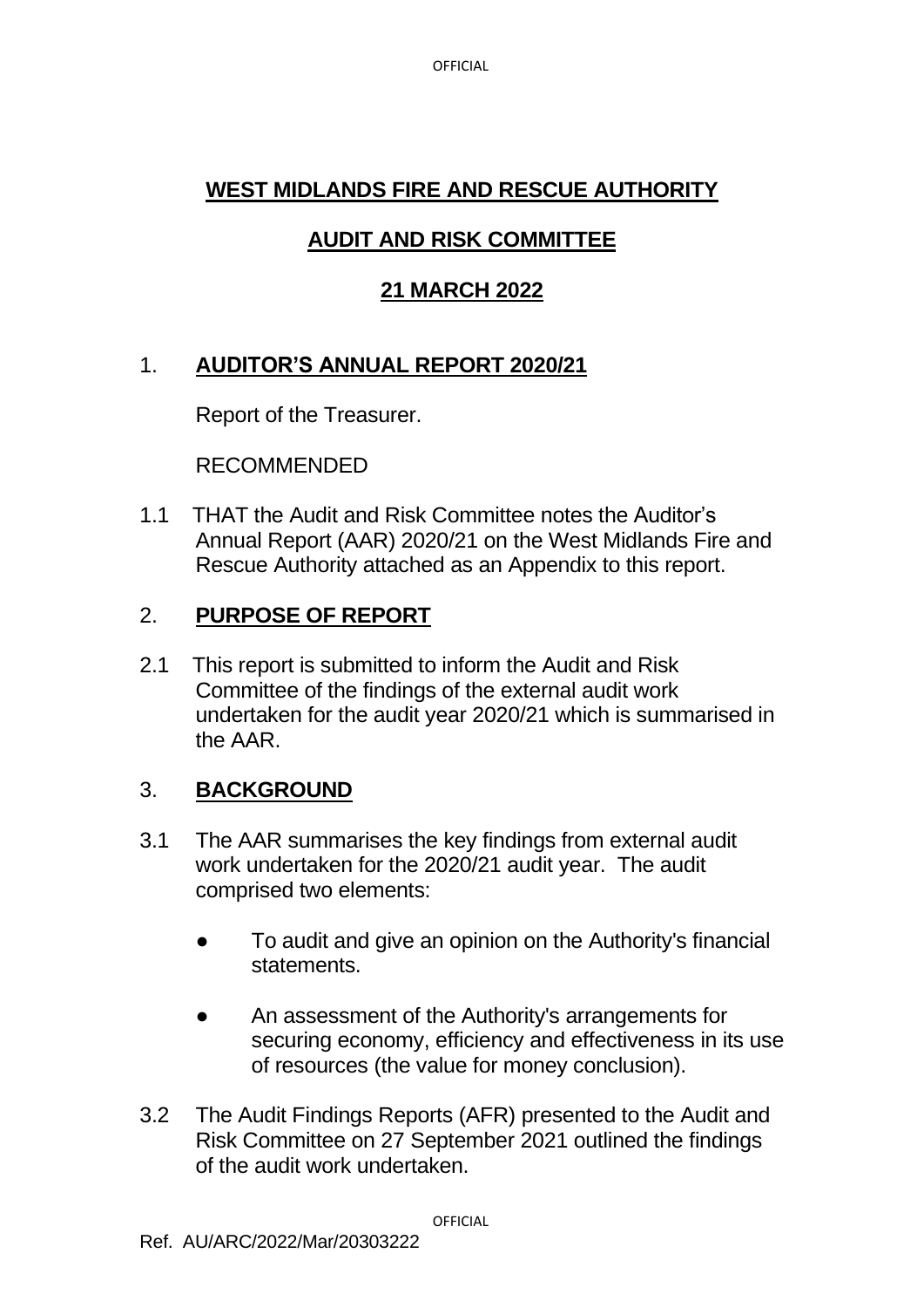# WEST MIDLANDS FIRE AND RESCUE AUTHORITY

## AUDIT AND RISK COMMITTEE

## 21 MARCH 2022

## 1. AUDITOR'S ANNUAL REPORT 2020/21

Report of the Treasurer.

RECOMMENDED

1.1 THAT the Audit and Risk Committee notes the Auditor's Annual Report (AAR) 2020/21 on the West Midlands Fire and Rescue Authority attached as an Appendix to this report.

## 2. PURPOSE OF REPORT

2.1 This report is submitted to inform the Audit and Risk Committee of the findings of the external audit work undertaken for the audit year 2020/21 which is summarised in the AAR.

## 3. BACKGROUND

3.1 The AAR summarises the key findings from external audit work undertaken for the 2020/21 audit year. The audit comprised two elements:

- To audit and give an opinion on the Authority's financial statements.
- An assessment of the Authority's arrangements for securing economy, efficiency and effectiveness in its use of resources (the value for money conclusion).

3.2 The Audit Findings Reports (AFR) presented to the Audit and Risk Committee on 27 September 2021 outlined the findings of the audit work undertaken.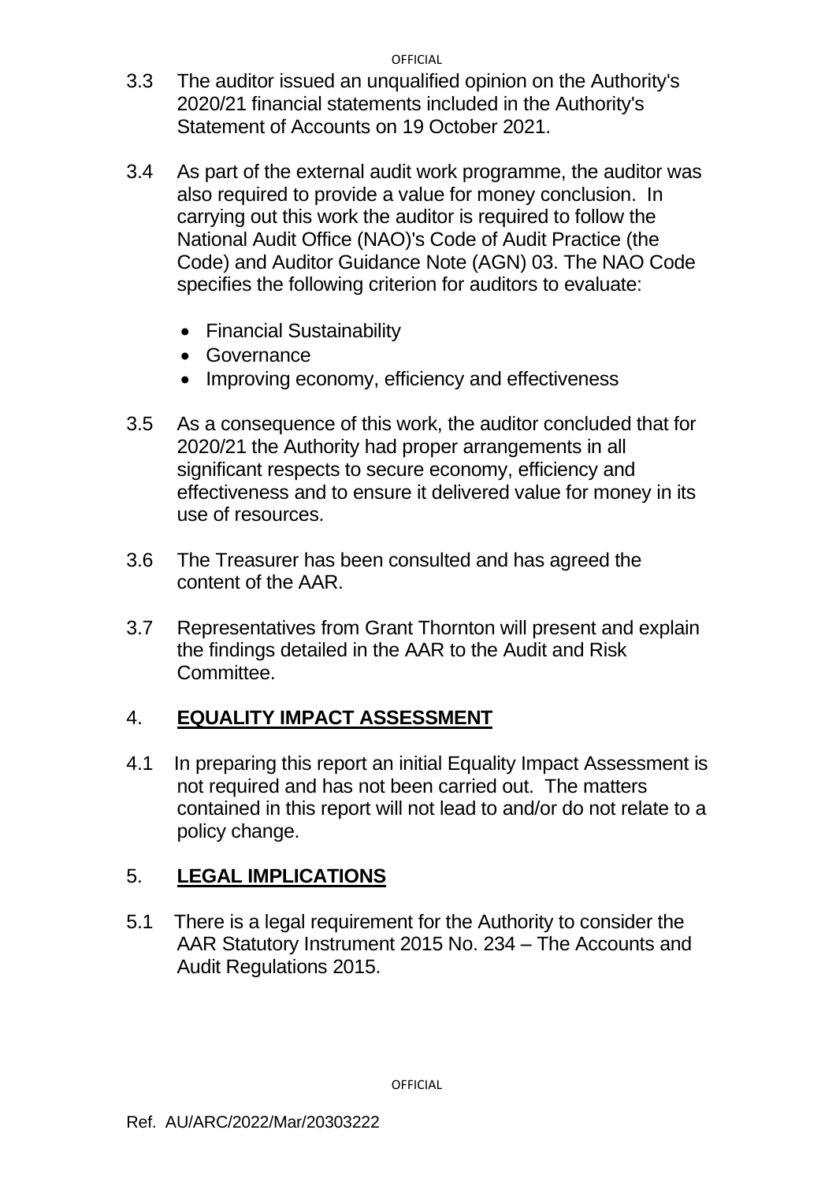3.3 The auditor issued an unqualified opinion on the Authority's 2020/21 financial statements included in the Authority's Statement of Accounts on 19 October 2021.

3.4 As part of the external audit work programme, the auditor was also required to provide a value for money conclusion. In carrying out this work the auditor is required to follow the National Audit Office (NAO)'s Code of Audit Practice (the Code) and Auditor Guidance Note (AGN) 03. The NAO Code specifies the following criterion for auditors to evaluate:

- Financial Sustainability
- Governance
- Improving economy, efficiency and effectiveness

3.5 As a consequence of this work, the auditor concluded that for 2020/21 the Authority had proper arrangements in all significant respects to secure economy, efficiency and effectiveness and to ensure it delivered value for money in its use of resources.

3.6 The Treasurer has been consulted and has agreed the content of the AAR.

3.7 Representatives from Grant Thornton will present and explain the findings detailed in the AAR to the Audit and Risk Committee.

## 4. **EQUALITY IMPACT ASSESSMENT**

4.1 In preparing this report an initial Equality Impact Assessment is not required and has not been carried out. The matters contained in this report will not lead to and/or do not relate to a policy change.

## 5. **LEGAL IMPLICATIONS**

5.1 There is a legal requirement for the Authority to consider the AAR Statutory Instrument 2015 No. 234 – The Accounts and Audit Regulations 2015.

Ref. AU/ARC/2022/Mar/20303222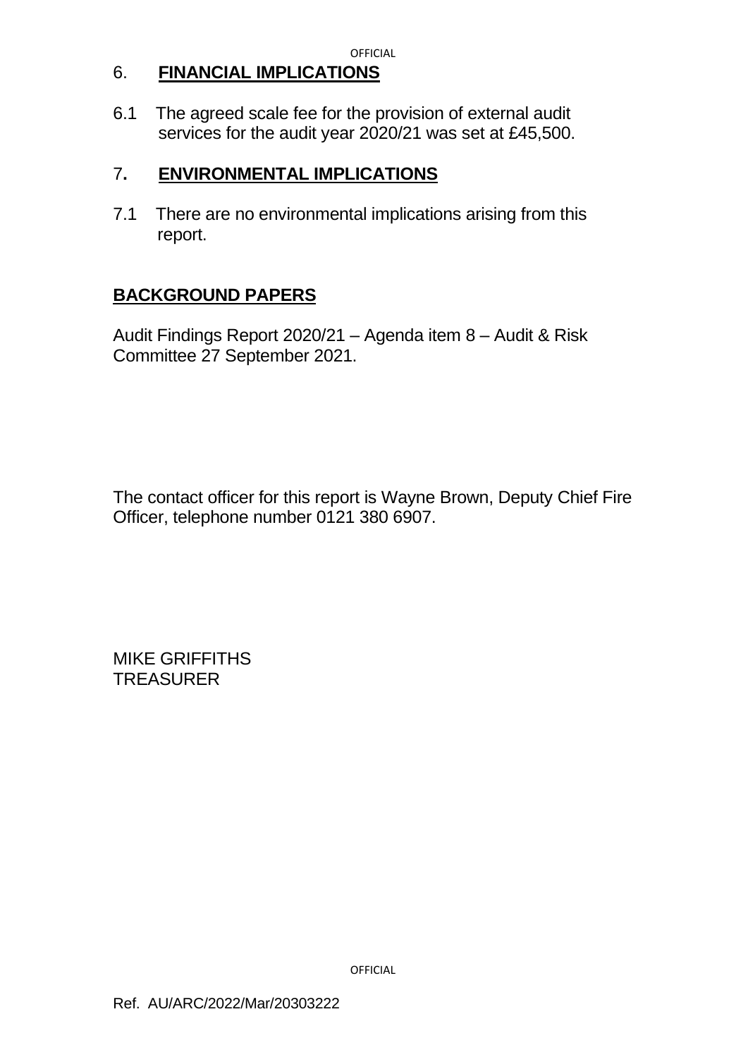## 6. FINANCIAL IMPLICATIONS

6.1 The agreed scale fee for the provision of external audit services for the audit year 2020/21 was set at £45,500.

## 7. ENVIRONMENTAL IMPLICATIONS

7.1 There are no environmental implications arising from this report.

## BACKGROUND PAPERS

Audit Findings Report 2020/21 – Agenda item 8 – Audit & Risk Committee 27 September 2021.

The contact officer for this report is Wayne Brown, Deputy Chief Fire Officer, telephone number 0121 380 6907.

MIKE GRIFFITHS
TREASURER

Ref. AU/ARC/2022/Mar/20303222